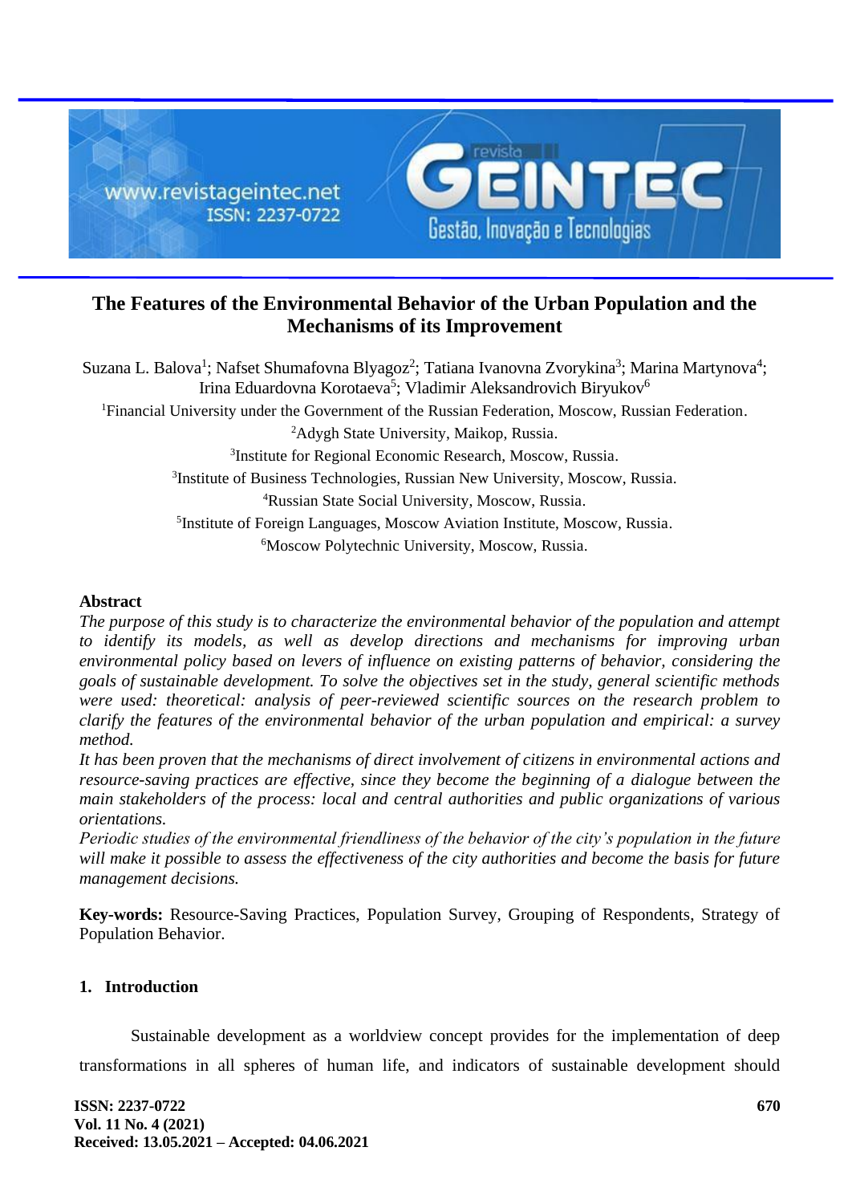# The Features of the Environmental Behavior of the Urban Population and the Mechanisms of its Improvement

Suzana L. Balova[1]; Nafset Shumafovna Blyagoz[2]; Tatiana Ivanovna Zvorykina[3]; Marina Martynova[4]; Irina Eduardovna Korotaeva[5]; Vladimir Aleksandrovich Biryukov[6]

[1]Financial University under the Government of the Russian Federation, Moscow, Russian Federation.

[2]Adygh State University, Maikop, Russia.

[3]Institute for Regional Economic Research, Moscow, Russia.

[3]Institute of Business Technologies, Russian New University, Moscow, Russia.

[4]Russian State Social University, Moscow, Russia.

[5]Institute of Foreign Languages, Moscow Aviation Institute, Moscow, Russia.

[6]Moscow Polytechnic University, Moscow, Russia.

## Abstract

*The purpose of this study is to characterize the environmental behavior of the population and attempt to identify its models, as well as develop directions and mechanisms for improving urban environmental policy based on levers of influence on existing patterns of behavior, considering the goals of sustainable development. To solve the objectives set in the study, general scientific methods were used: theoretical: analysis of peer-reviewed scientific sources on the research problem to clarify the features of the environmental behavior of the urban population and empirical: a survey method.*

*It has been proven that the mechanisms of direct involvement of citizens in environmental actions and resource-saving practices are effective, since they become the beginning of a dialogue between the main stakeholders of the process: local and central authorities and public organizations of various orientations.*

*Periodic studies of the environmental friendliness of the behavior of the city's population in the future will make it possible to assess the effectiveness of the city authorities and become the basis for future management decisions.*

**Key-words:** Resource-Saving Practices, Population Survey, Grouping of Respondents, Strategy of Population Behavior.

## 1. Introduction

Sustainable development as a worldview concept provides for the implementation of deep transformations in all spheres of human life, and indicators of sustainable development should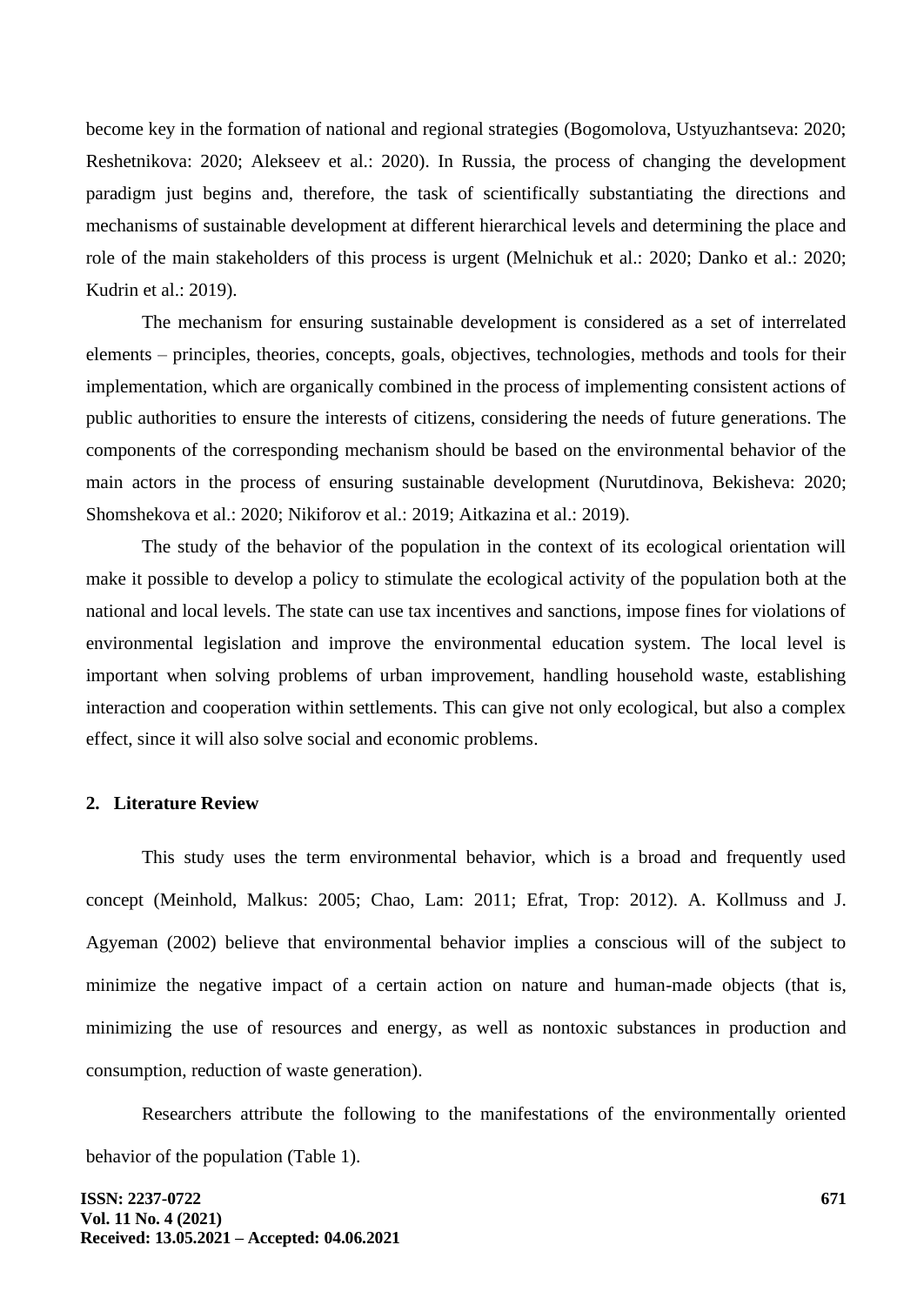become key in the formation of national and regional strategies (Bogomolova, Ustyuzhantseva: 2020; Reshetnikova: 2020; Alekseev et al.: 2020). In Russia, the process of changing the development paradigm just begins and, therefore, the task of scientifically substantiating the directions and mechanisms of sustainable development at different hierarchical levels and determining the place and role of the main stakeholders of this process is urgent (Melnichuk et al.: 2020; Danko et al.: 2020; Kudrin et al.: 2019).

The mechanism for ensuring sustainable development is considered as a set of interrelated elements – principles, theories, concepts, goals, objectives, technologies, methods and tools for their implementation, which are organically combined in the process of implementing consistent actions of public authorities to ensure the interests of citizens, considering the needs of future generations. The components of the corresponding mechanism should be based on the environmental behavior of the main actors in the process of ensuring sustainable development (Nurutdinova, Bekisheva: 2020; Shomshekova et al.: 2020; Nikiforov et al.: 2019; Aitkazina et al.: 2019).

The study of the behavior of the population in the context of its ecological orientation will make it possible to develop a policy to stimulate the ecological activity of the population both at the national and local levels. The state can use tax incentives and sanctions, impose fines for violations of environmental legislation and improve the environmental education system. The local level is important when solving problems of urban improvement, handling household waste, establishing interaction and cooperation within settlements. This can give not only ecological, but also a complex effect, since it will also solve social and economic problems.

## 2. Literature Review

This study uses the term environmental behavior, which is a broad and frequently used concept (Meinhold, Malkus: 2005; Chao, Lam: 2011; Efrat, Trop: 2012). A. Kollmuss and J. Agyeman (2002) believe that environmental behavior implies a conscious will of the subject to minimize the negative impact of a certain action on nature and human-made objects (that is, minimizing the use of resources and energy, as well as nontoxic substances in production and consumption, reduction of waste generation).

Researchers attribute the following to the manifestations of the environmentally oriented behavior of the population (Table 1).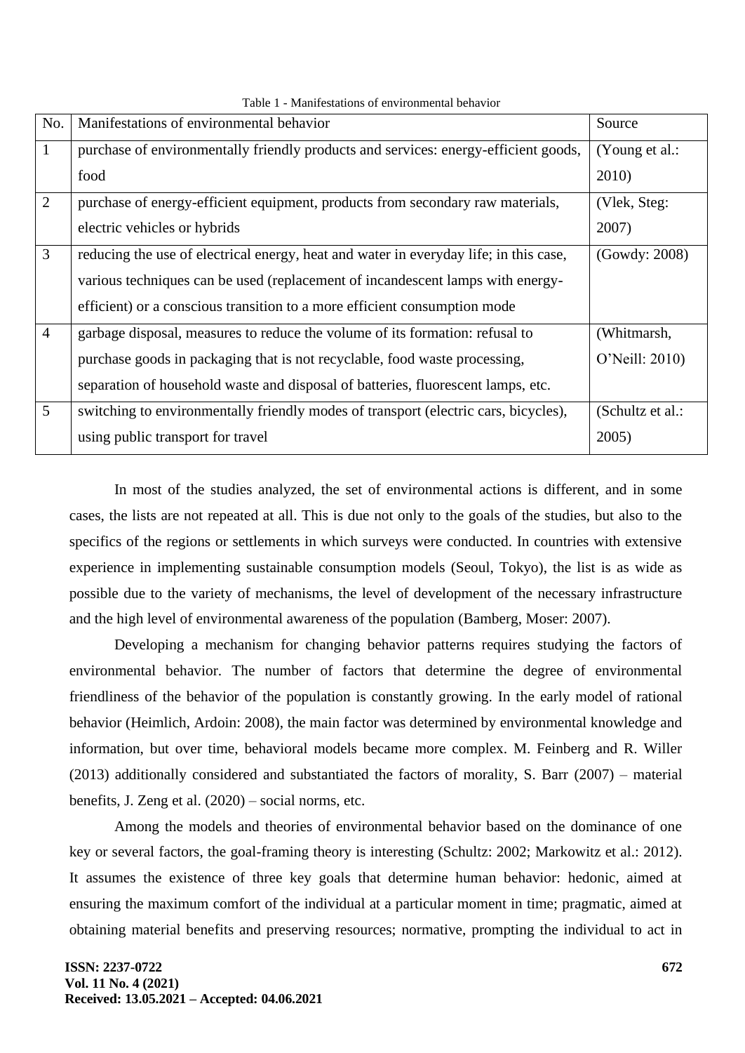Table 1 - Manifestations of environmental behavior

| No. | Manifestations of environmental behavior | Source |
|---|---|---|
| 1 | purchase of environmentally friendly products and services: energy-efficient goods, food | (Young et al.: 2010) |
| 2 | purchase of energy-efficient equipment, products from secondary raw materials, electric vehicles or hybrids | (Vlek, Steg: 2007) |
| 3 | reducing the use of electrical energy, heat and water in everyday life; in this case, various techniques can be used (replacement of incandescent lamps with energy-efficient) or a conscious transition to a more efficient consumption mode | (Gowdy: 2008) |
| 4 | garbage disposal, measures to reduce the volume of its formation: refusal to purchase goods in packaging that is not recyclable, food waste processing, separation of household waste and disposal of batteries, fluorescent lamps, etc. | (Whitmarsh, O'Neill: 2010) |
| 5 | switching to environmentally friendly modes of transport (electric cars, bicycles), using public transport for travel | (Schultz et al.: 2005) |

In most of the studies analyzed, the set of environmental actions is different, and in some cases, the lists are not repeated at all. This is due not only to the goals of the studies, but also to the specifics of the regions or settlements in which surveys were conducted. In countries with extensive experience in implementing sustainable consumption models (Seoul, Tokyo), the list is as wide as possible due to the variety of mechanisms, the level of development of the necessary infrastructure and the high level of environmental awareness of the population (Bamberg, Moser: 2007).

Developing a mechanism for changing behavior patterns requires studying the factors of environmental behavior. The number of factors that determine the degree of environmental friendliness of the behavior of the population is constantly growing. In the early model of rational behavior (Heimlich, Ardoin: 2008), the main factor was determined by environmental knowledge and information, but over time, behavioral models became more complex. M. Feinberg and R. Willer (2013) additionally considered and substantiated the factors of morality, S. Barr (2007) – material benefits, J. Zeng et al. (2020) – social norms, etc.

Among the models and theories of environmental behavior based on the dominance of one key or several factors, the goal-framing theory is interesting (Schultz: 2002; Markowitz et al.: 2012). It assumes the existence of three key goals that determine human behavior: hedonic, aimed at ensuring the maximum comfort of the individual at a particular moment in time; pragmatic, aimed at obtaining material benefits and preserving resources; normative, prompting the individual to act in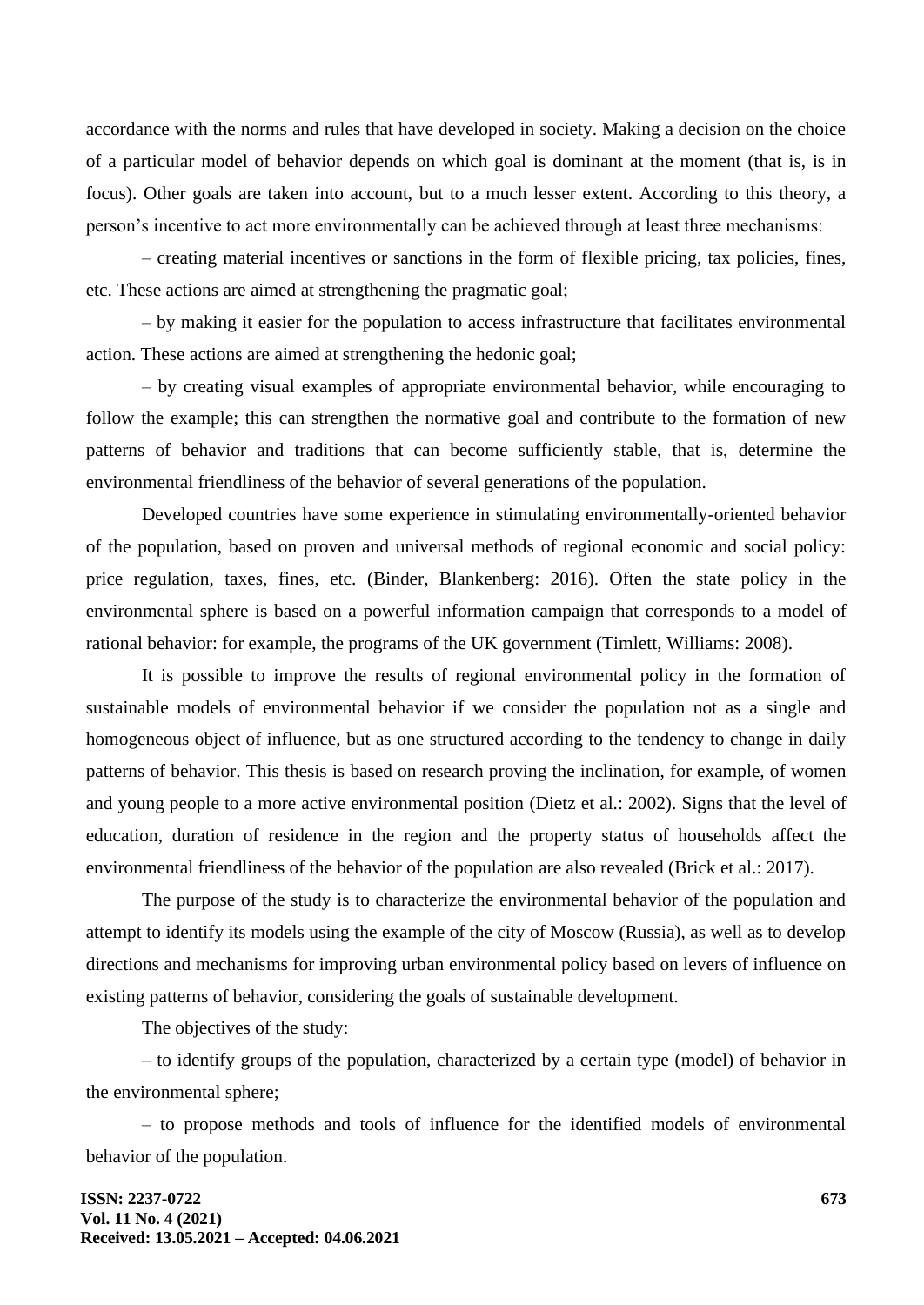accordance with the norms and rules that have developed in society. Making a decision on the choice of a particular model of behavior depends on which goal is dominant at the moment (that is, is in focus). Other goals are taken into account, but to a much lesser extent. According to this theory, a person's incentive to act more environmentally can be achieved through at least three mechanisms:

– creating material incentives or sanctions in the form of flexible pricing, tax policies, fines, etc. These actions are aimed at strengthening the pragmatic goal;

– by making it easier for the population to access infrastructure that facilitates environmental action. These actions are aimed at strengthening the hedonic goal;

– by creating visual examples of appropriate environmental behavior, while encouraging to follow the example; this can strengthen the normative goal and contribute to the formation of new patterns of behavior and traditions that can become sufficiently stable, that is, determine the environmental friendliness of the behavior of several generations of the population.

Developed countries have some experience in stimulating environmentally-oriented behavior of the population, based on proven and universal methods of regional economic and social policy: price regulation, taxes, fines, etc. (Binder, Blankenberg: 2016). Often the state policy in the environmental sphere is based on a powerful information campaign that corresponds to a model of rational behavior: for example, the programs of the UK government (Timlett, Williams: 2008).

It is possible to improve the results of regional environmental policy in the formation of sustainable models of environmental behavior if we consider the population not as a single and homogeneous object of influence, but as one structured according to the tendency to change in daily patterns of behavior. This thesis is based on research proving the inclination, for example, of women and young people to a more active environmental position (Dietz et al.: 2002). Signs that the level of education, duration of residence in the region and the property status of households affect the environmental friendliness of the behavior of the population are also revealed (Brick et al.: 2017).

The purpose of the study is to characterize the environmental behavior of the population and attempt to identify its models using the example of the city of Moscow (Russia), as well as to develop directions and mechanisms for improving urban environmental policy based on levers of influence on existing patterns of behavior, considering the goals of sustainable development.

The objectives of the study:

– to identify groups of the population, characterized by a certain type (model) of behavior in the environmental sphere;

– to propose methods and tools of influence for the identified models of environmental behavior of the population.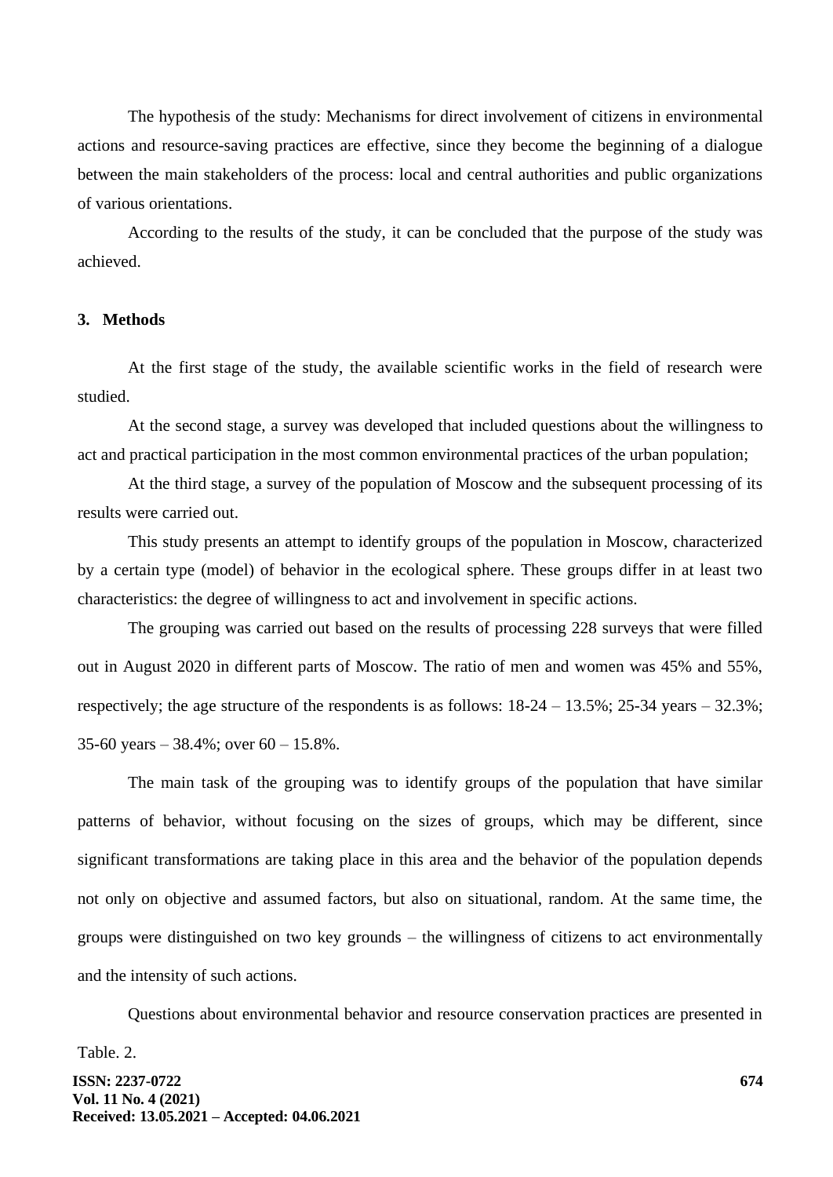The hypothesis of the study: Mechanisms for direct involvement of citizens in environmental actions and resource-saving practices are effective, since they become the beginning of a dialogue between the main stakeholders of the process: local and central authorities and public organizations of various orientations.

According to the results of the study, it can be concluded that the purpose of the study was achieved.

## 3. Methods

At the first stage of the study, the available scientific works in the field of research were studied.

At the second stage, a survey was developed that included questions about the willingness to act and practical participation in the most common environmental practices of the urban population;

At the third stage, a survey of the population of Moscow and the subsequent processing of its results were carried out.

This study presents an attempt to identify groups of the population in Moscow, characterized by a certain type (model) of behavior in the ecological sphere. These groups differ in at least two characteristics: the degree of willingness to act and involvement in specific actions.

The grouping was carried out based on the results of processing 228 surveys that were filled out in August 2020 in different parts of Moscow. The ratio of men and women was 45% and 55%, respectively; the age structure of the respondents is as follows: 18-24 – 13.5%; 25-34 years – 32.3%; 35-60 years – 38.4%; over 60 – 15.8%.

The main task of the grouping was to identify groups of the population that have similar patterns of behavior, without focusing on the sizes of groups, which may be different, since significant transformations are taking place in this area and the behavior of the population depends not only on objective and assumed factors, but also on situational, random. At the same time, the groups were distinguished on two key grounds – the willingness of citizens to act environmentally and the intensity of such actions.

Questions about environmental behavior and resource conservation practices are presented in Table. 2.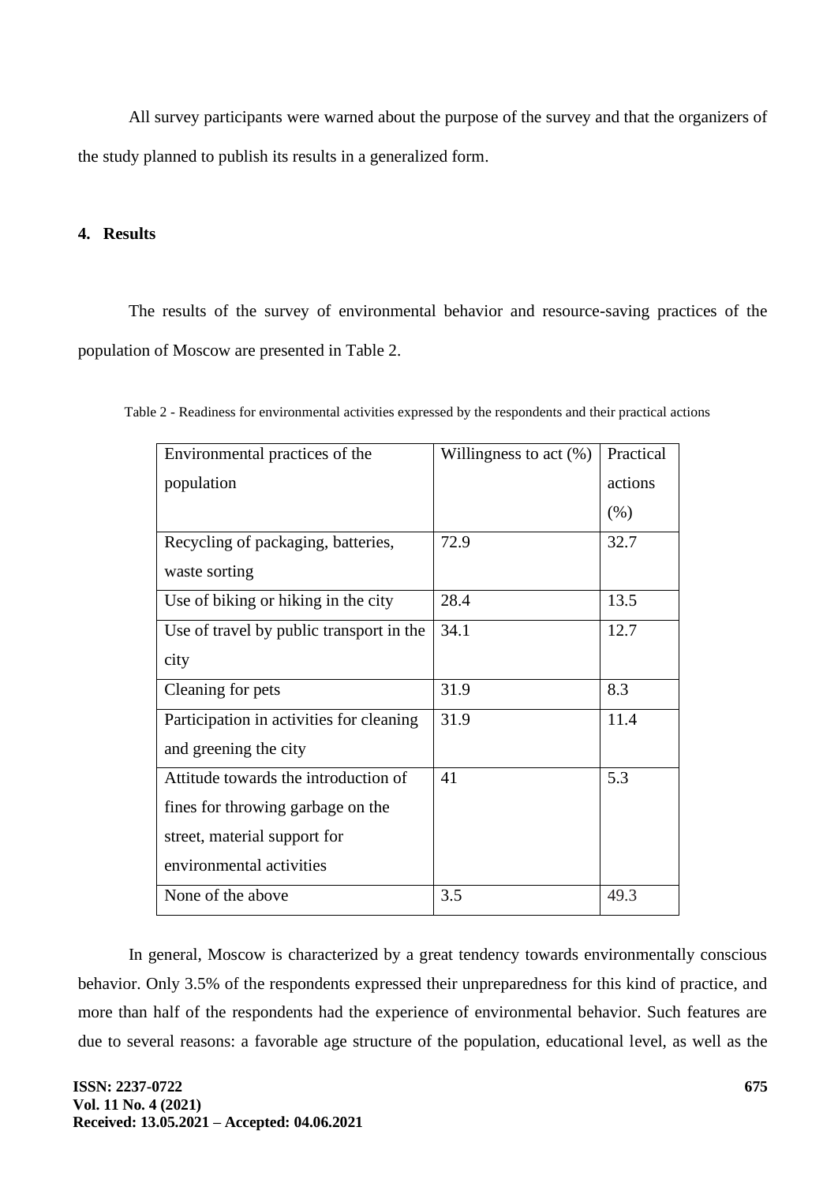All survey participants were warned about the purpose of the survey and that the organizers of the study planned to publish its results in a generalized form.

## 4. Results

The results of the survey of environmental behavior and resource-saving practices of the population of Moscow are presented in Table 2.

Table 2 - Readiness for environmental activities expressed by the respondents and their practical actions

| Environmental practices of the population | Willingness to act (%) | Practical actions (%) |
|---|---|---|
| Recycling of packaging, batteries, waste sorting | 72.9 | 32.7 |
| Use of biking or hiking in the city | 28.4 | 13.5 |
| Use of travel by public transport in the city | 34.1 | 12.7 |
| Cleaning for pets | 31.9 | 8.3 |
| Participation in activities for cleaning and greening the city | 31.9 | 11.4 |
| Attitude towards the introduction of fines for throwing garbage on the street, material support for environmental activities | 41 | 5.3 |
| None of the above | 3.5 | 49.3 |

In general, Moscow is characterized by a great tendency towards environmentally conscious behavior. Only 3.5% of the respondents expressed their unpreparedness for this kind of practice, and more than half of the respondents had the experience of environmental behavior. Such features are due to several reasons: a favorable age structure of the population, educational level, as well as the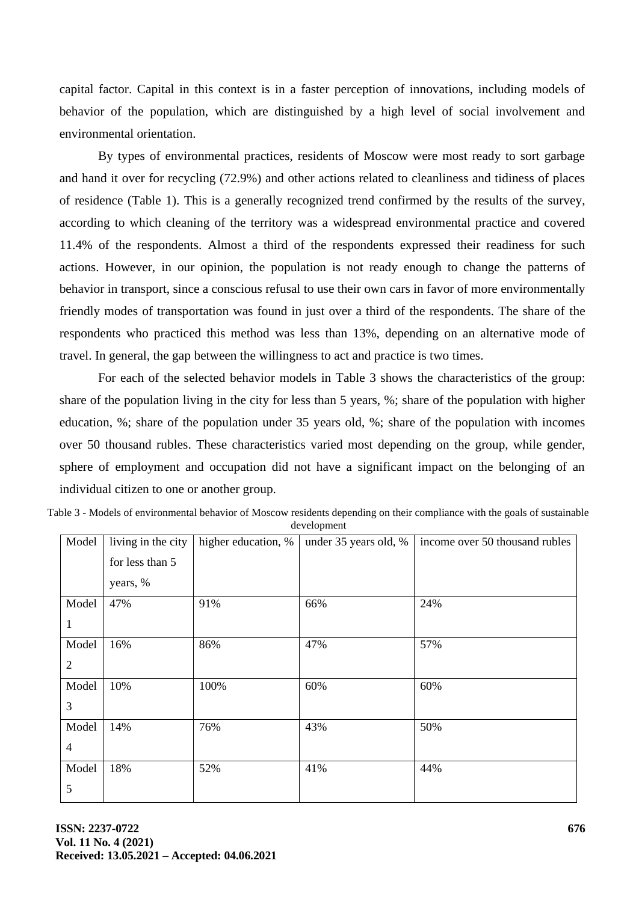capital factor. Capital in this context is in a faster perception of innovations, including models of behavior of the population, which are distinguished by a high level of social involvement and environmental orientation.

By types of environmental practices, residents of Moscow were most ready to sort garbage and hand it over for recycling (72.9%) and other actions related to cleanliness and tidiness of places of residence (Table 1). This is a generally recognized trend confirmed by the results of the survey, according to which cleaning of the territory was a widespread environmental practice and covered 11.4% of the respondents. Almost a third of the respondents expressed their readiness for such actions. However, in our opinion, the population is not ready enough to change the patterns of behavior in transport, since a conscious refusal to use their own cars in favor of more environmentally friendly modes of transportation was found in just over a third of the respondents. The share of the respondents who practiced this method was less than 13%, depending on an alternative mode of travel. In general, the gap between the willingness to act and practice is two times.

For each of the selected behavior models in Table 3 shows the characteristics of the group: share of the population living in the city for less than 5 years, %; share of the population with higher education, %; share of the population under 35 years old, %; share of the population with incomes over 50 thousand rubles. These characteristics varied most depending on the group, while gender, sphere of employment and occupation did not have a significant impact on the belonging of an individual citizen to one or another group.

Table 3 - Models of environmental behavior of Moscow residents depending on their compliance with the goals of sustainable development

| Model | living in the city for less than 5 years, % | higher education, % | under 35 years old, % | income over 50 thousand rubles |
|---|---|---|---|---|
| Model 1 | 47% | 91% | 66% | 24% |
| Model 2 | 16% | 86% | 47% | 57% |
| Model 3 | 10% | 100% | 60% | 60% |
| Model 4 | 14% | 76% | 43% | 50% |
| Model 5 | 18% | 52% | 41% | 44% |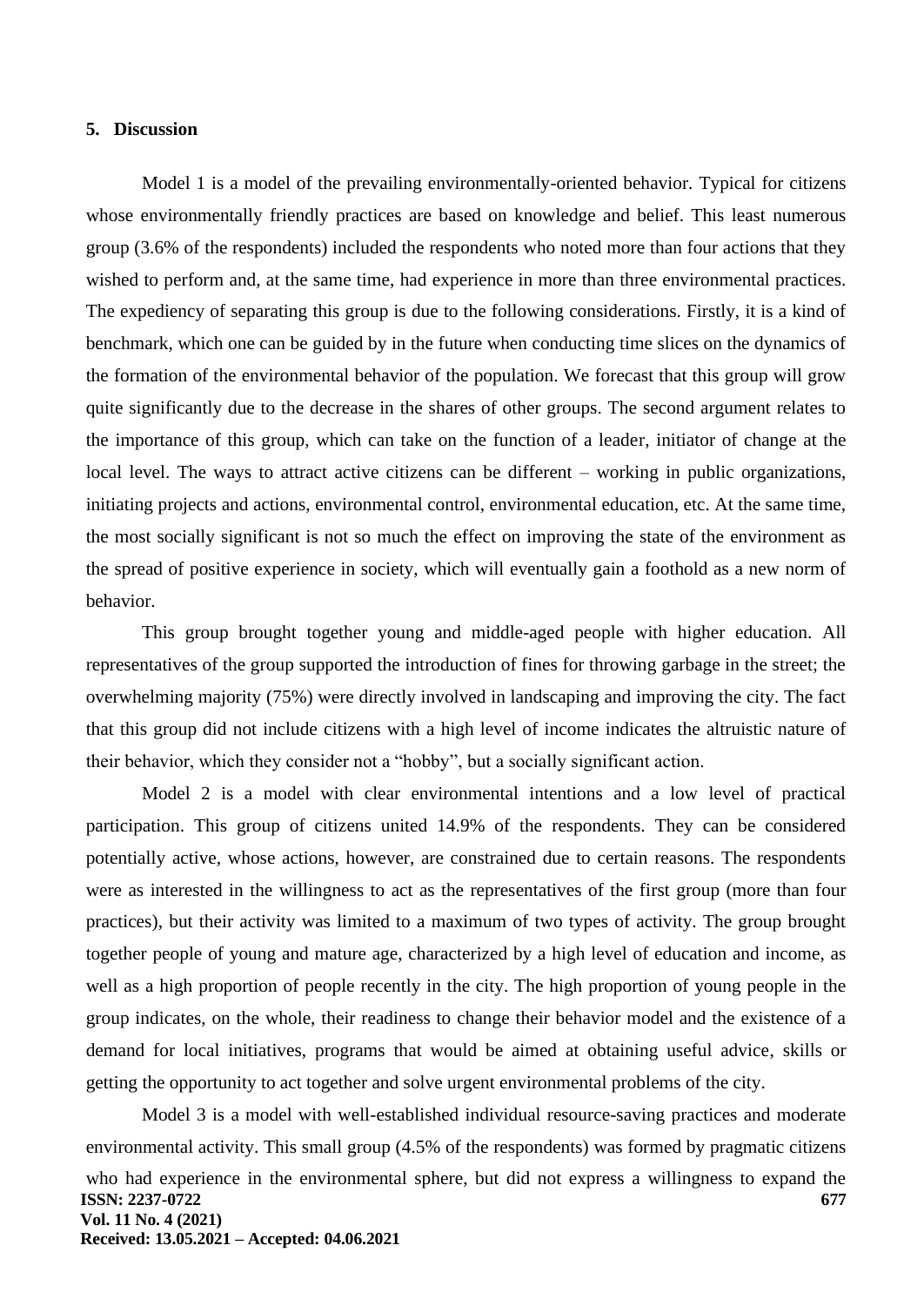## 5. Discussion

Model 1 is a model of the prevailing environmentally-oriented behavior. Typical for citizens whose environmentally friendly practices are based on knowledge and belief. This least numerous group (3.6% of the respondents) included the respondents who noted more than four actions that they wished to perform and, at the same time, had experience in more than three environmental practices. The expediency of separating this group is due to the following considerations. Firstly, it is a kind of benchmark, which one can be guided by in the future when conducting time slices on the dynamics of the formation of the environmental behavior of the population. We forecast that this group will grow quite significantly due to the decrease in the shares of other groups. The second argument relates to the importance of this group, which can take on the function of a leader, initiator of change at the local level. The ways to attract active citizens can be different – working in public organizations, initiating projects and actions, environmental control, environmental education, etc. At the same time, the most socially significant is not so much the effect on improving the state of the environment as the spread of positive experience in society, which will eventually gain a foothold as a new norm of behavior.

This group brought together young and middle-aged people with higher education. All representatives of the group supported the introduction of fines for throwing garbage in the street; the overwhelming majority (75%) were directly involved in landscaping and improving the city. The fact that this group did not include citizens with a high level of income indicates the altruistic nature of their behavior, which they consider not a "hobby", but a socially significant action.

Model 2 is a model with clear environmental intentions and a low level of practical participation. This group of citizens united 14.9% of the respondents. They can be considered potentially active, whose actions, however, are constrained due to certain reasons. The respondents were as interested in the willingness to act as the representatives of the first group (more than four practices), but their activity was limited to a maximum of two types of activity. The group brought together people of young and mature age, characterized by a high level of education and income, as well as a high proportion of people recently in the city. The high proportion of young people in the group indicates, on the whole, their readiness to change their behavior model and the existence of a demand for local initiatives, programs that would be aimed at obtaining useful advice, skills or getting the opportunity to act together and solve urgent environmental problems of the city.

Model 3 is a model with well-established individual resource-saving practices and moderate environmental activity. This small group (4.5% of the respondents) was formed by pragmatic citizens who had experience in the environmental sphere, but did not express a willingness to expand the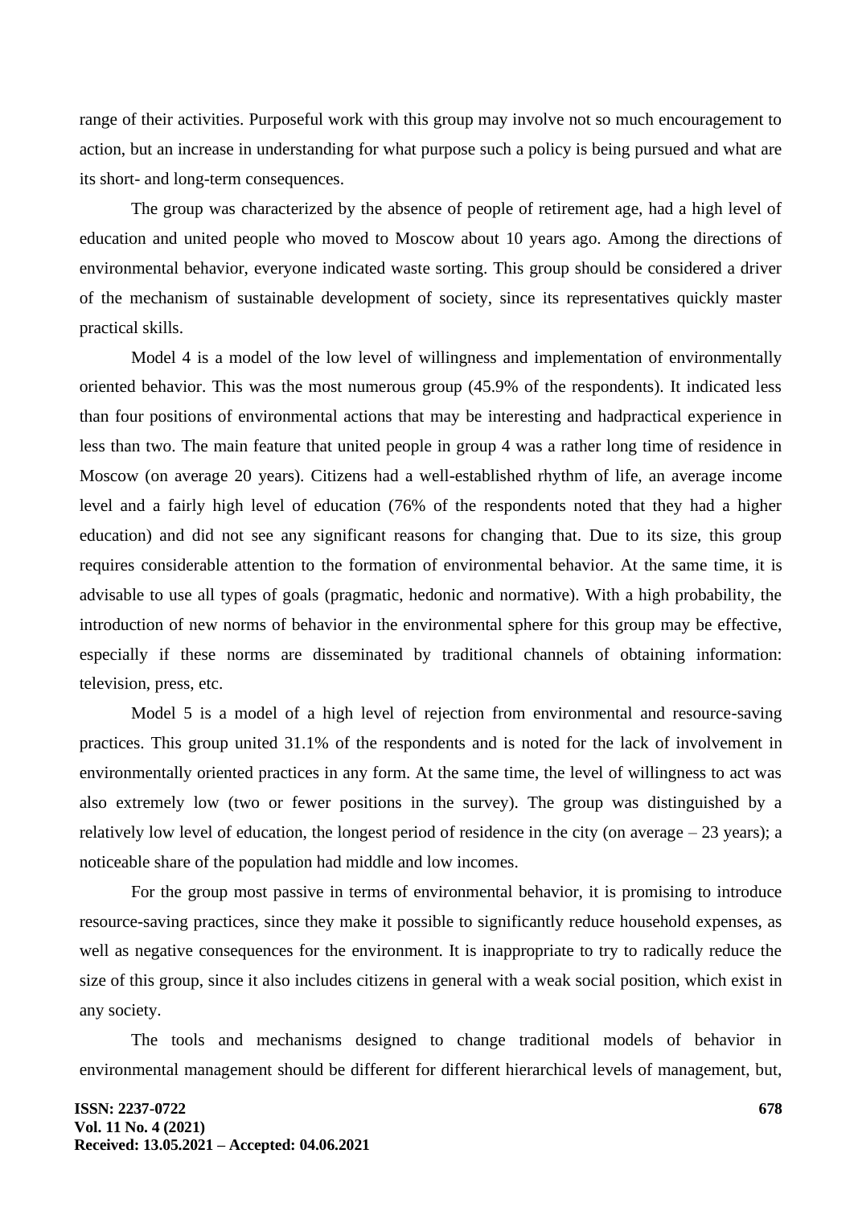range of their activities. Purposeful work with this group may involve not so much encouragement to action, but an increase in understanding for what purpose such a policy is being pursued and what are its short- and long-term consequences.

The group was characterized by the absence of people of retirement age, had a high level of education and united people who moved to Moscow about 10 years ago. Among the directions of environmental behavior, everyone indicated waste sorting. This group should be considered a driver of the mechanism of sustainable development of society, since its representatives quickly master practical skills.

Model 4 is a model of the low level of willingness and implementation of environmentally oriented behavior. This was the most numerous group (45.9% of the respondents). It indicated less than four positions of environmental actions that may be interesting and hadpractical experience in less than two. The main feature that united people in group 4 was a rather long time of residence in Moscow (on average 20 years). Citizens had a well-established rhythm of life, an average income level and a fairly high level of education (76% of the respondents noted that they had a higher education) and did not see any significant reasons for changing that. Due to its size, this group requires considerable attention to the formation of environmental behavior. At the same time, it is advisable to use all types of goals (pragmatic, hedonic and normative). With a high probability, the introduction of new norms of behavior in the environmental sphere for this group may be effective, especially if these norms are disseminated by traditional channels of obtaining information: television, press, etc.

Model 5 is a model of a high level of rejection from environmental and resource-saving practices. This group united 31.1% of the respondents and is noted for the lack of involvement in environmentally oriented practices in any form. At the same time, the level of willingness to act was also extremely low (two or fewer positions in the survey). The group was distinguished by a relatively low level of education, the longest period of residence in the city (on average – 23 years); a noticeable share of the population had middle and low incomes.

For the group most passive in terms of environmental behavior, it is promising to introduce resource-saving practices, since they make it possible to significantly reduce household expenses, as well as negative consequences for the environment. It is inappropriate to try to radically reduce the size of this group, since it also includes citizens in general with a weak social position, which exist in any society.

The tools and mechanisms designed to change traditional models of behavior in environmental management should be different for different hierarchical levels of management, but,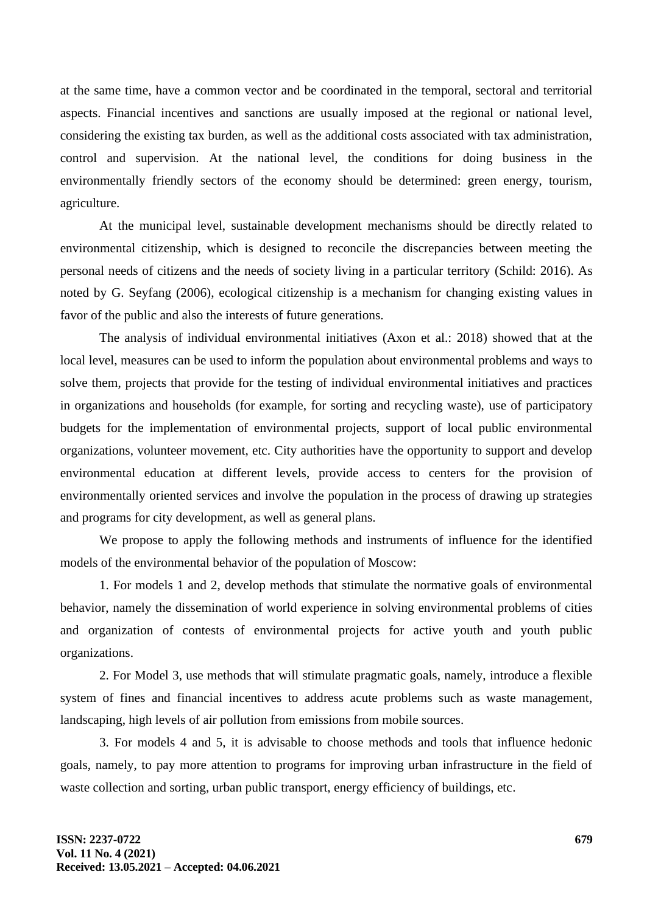at the same time, have a common vector and be coordinated in the temporal, sectoral and territorial aspects. Financial incentives and sanctions are usually imposed at the regional or national level, considering the existing tax burden, as well as the additional costs associated with tax administration, control and supervision. At the national level, the conditions for doing business in the environmentally friendly sectors of the economy should be determined: green energy, tourism, agriculture.

At the municipal level, sustainable development mechanisms should be directly related to environmental citizenship, which is designed to reconcile the discrepancies between meeting the personal needs of citizens and the needs of society living in a particular territory (Schild: 2016). As noted by G. Seyfang (2006), ecological citizenship is a mechanism for changing existing values in favor of the public and also the interests of future generations.

The analysis of individual environmental initiatives (Axon et al.: 2018) showed that at the local level, measures can be used to inform the population about environmental problems and ways to solve them, projects that provide for the testing of individual environmental initiatives and practices in organizations and households (for example, for sorting and recycling waste), use of participatory budgets for the implementation of environmental projects, support of local public environmental organizations, volunteer movement, etc. City authorities have the opportunity to support and develop environmental education at different levels, provide access to centers for the provision of environmentally oriented services and involve the population in the process of drawing up strategies and programs for city development, as well as general plans.

We propose to apply the following methods and instruments of influence for the identified models of the environmental behavior of the population of Moscow:

1. For models 1 and 2, develop methods that stimulate the normative goals of environmental behavior, namely the dissemination of world experience in solving environmental problems of cities and organization of contests of environmental projects for active youth and youth public organizations.

2. For Model 3, use methods that will stimulate pragmatic goals, namely, introduce a flexible system of fines and financial incentives to address acute problems such as waste management, landscaping, high levels of air pollution from emissions from mobile sources.

3. For models 4 and 5, it is advisable to choose methods and tools that influence hedonic goals, namely, to pay more attention to programs for improving urban infrastructure in the field of waste collection and sorting, urban public transport, energy efficiency of buildings, etc.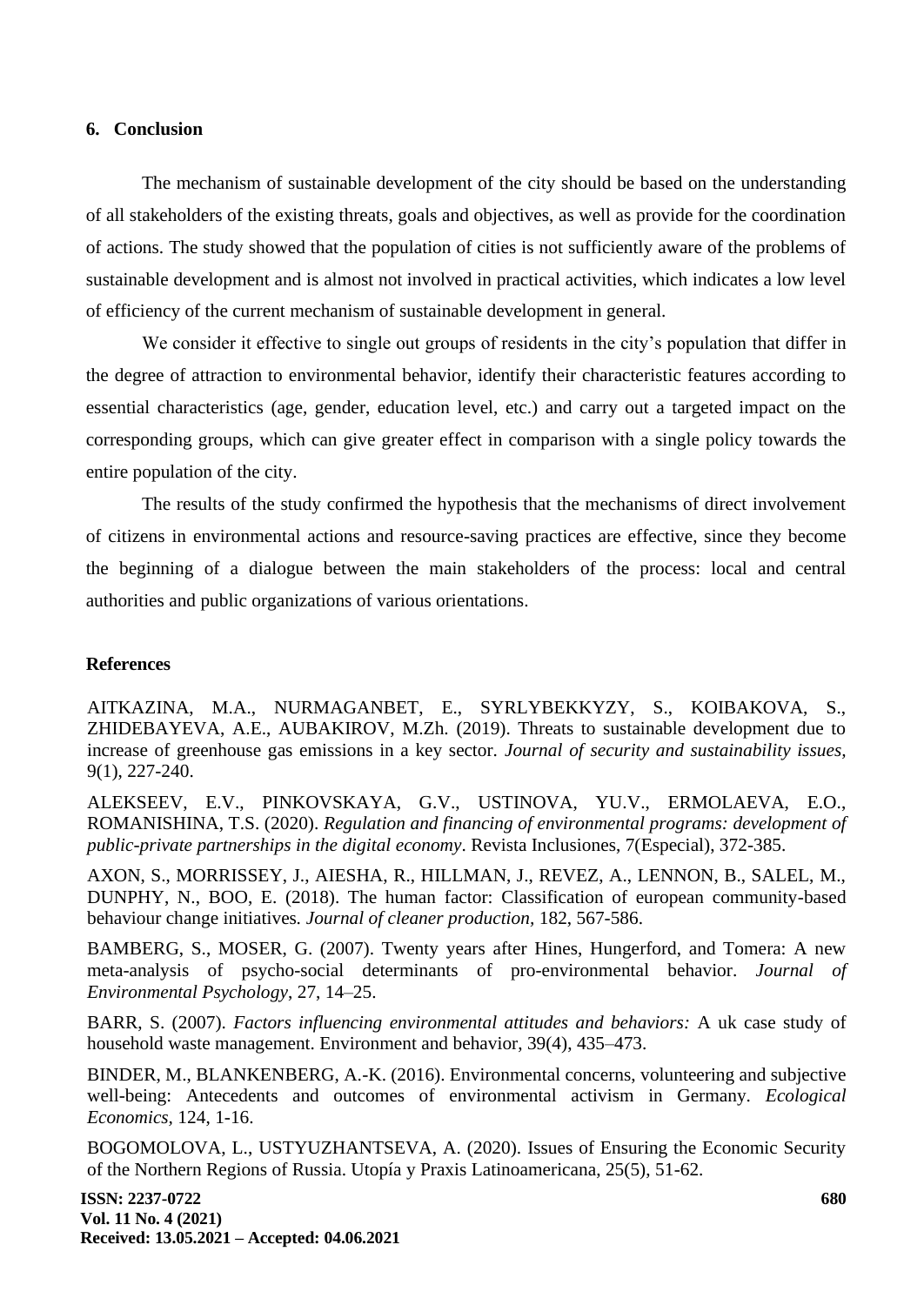## 6. Conclusion

The mechanism of sustainable development of the city should be based on the understanding of all stakeholders of the existing threats, goals and objectives, as well as provide for the coordination of actions. The study showed that the population of cities is not sufficiently aware of the problems of sustainable development and is almost not involved in practical activities, which indicates a low level of efficiency of the current mechanism of sustainable development in general.

We consider it effective to single out groups of residents in the city's population that differ in the degree of attraction to environmental behavior, identify their characteristic features according to essential characteristics (age, gender, education level, etc.) and carry out a targeted impact on the corresponding groups, which can give greater effect in comparison with a single policy towards the entire population of the city.

The results of the study confirmed the hypothesis that the mechanisms of direct involvement of citizens in environmental actions and resource-saving practices are effective, since they become the beginning of a dialogue between the main stakeholders of the process: local and central authorities and public organizations of various orientations.

## References

AITKAZINA, M.A., NURMAGANBET, E., SYRLYBEKKYZY, S., KOIBAKOVA, S., ZHIDEBAYEVA, A.E., AUBAKIROV, M.Zh. (2019). Threats to sustainable development due to increase of greenhouse gas emissions in a key sector. *Journal of security and sustainability issues,* 9(1), 227-240.

ALEKSEEV, E.V., PINKOVSKAYA, G.V., USTINOVA, YU.V., ERMOLAEVA, E.O., ROMANISHINA, T.S. (2020). *Regulation and financing of environmental programs: development of public-private partnerships in the digital economy*. Revista Inclusiones, 7(Especial), 372-385.

AXON, S., MORRISSEY, J., AIESHA, R., HILLMAN, J., REVEZ, A., LENNON, B., SALEL, M., DUNPHY, N., BOO, E. (2018). The human factor: Classification of european community-based behaviour change initiatives. *Journal of cleaner production,* 182, 567-586.

BAMBERG, S., MOSER, G. (2007). Twenty years after Hines, Hungerford, and Tomera: A new meta-analysis of psycho-social determinants of pro-environmental behavior. *Journal of Environmental Psychology*, 27, 14–25.

BARR, S. (2007). *Factors influencing environmental attitudes and behaviors:* A uk case study of household waste management. Environment and behavior, 39(4), 435–473.

BINDER, M., BLANKENBERG, A.-K. (2016). Environmental concerns, volunteering and subjective well-being: Antecedents and outcomes of environmental activism in Germany. *Ecological Economics,* 124, 1-16.

BOGOMOLOVA, L., USTYUZHANTSEVA, A. (2020). Issues of Ensuring the Economic Security of the Northern Regions of Russia. Utopía y Praxis Latinoamericana, 25(5), 51-62.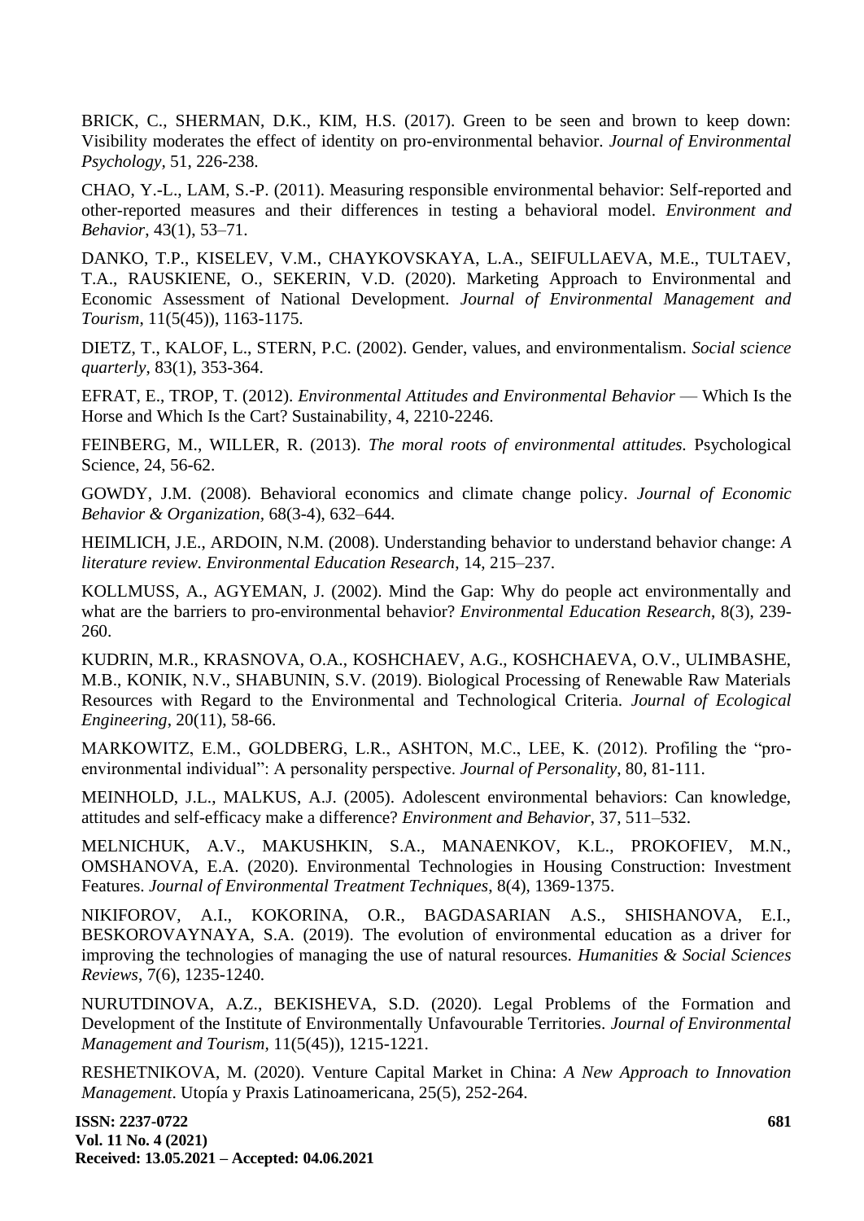BRICK, C., SHERMAN, D.K., KIM, H.S. (2017). Green to be seen and brown to keep down: Visibility moderates the effect of identity on pro-environmental behavior. *Journal of Environmental Psychology*, 51, 226-238.

CHAO, Y.-L., LAM, S.-P. (2011). Measuring responsible environmental behavior: Self-reported and other-reported measures and their differences in testing a behavioral model. *Environment and Behavior*, 43(1), 53–71.

DANKO, T.P., KISELEV, V.M., CHAYKOVSKAYA, L.A., SEIFULLAEVA, M.E., TULTAEV, T.A., RAUSKIENE, O., SEKERIN, V.D. (2020). Marketing Approach to Environmental and Economic Assessment of National Development. *Journal of Environmental Management and Tourism*, 11(5(45)), 1163-1175.

DIETZ, T., KALOF, L., STERN, P.C. (2002). Gender, values, and environmentalism. *Social science quarterly*, 83(1), 353-364.

EFRAT, E., TROP, T. (2012). *Environmental Attitudes and Environmental Behavior* — Which Is the Horse and Which Is the Cart? Sustainability, 4, 2210-2246.

FEINBERG, M., WILLER, R. (2013). *The moral roots of environmental attitudes.* Psychological Science, 24, 56-62.

GOWDY, J.M. (2008). Behavioral economics and climate change policy. *Journal of Economic Behavior & Organization*, 68(3-4), 632–644.

HEIMLICH, J.E., ARDOIN, N.M. (2008). Understanding behavior to understand behavior change: *A literature review. Environmental Education Research*, 14, 215–237.

KOLLMUSS, A., AGYEMAN, J. (2002). Mind the Gap: Why do people act environmentally and what are the barriers to pro-environmental behavior? *Environmental Education Research*, 8(3), 239-260.

KUDRIN, M.R., KRASNOVA, O.A., KOSHCHAEV, A.G., KOSHCHAEVA, O.V., ULIMBASHE, M.B., KONIK, N.V., SHABUNIN, S.V. (2019). Biological Processing of Renewable Raw Materials Resources with Regard to the Environmental and Technological Criteria. *Journal of Ecological Engineering*, 20(11), 58-66.

MARKOWITZ, E.M., GOLDBERG, L.R., ASHTON, M.C., LEE, K. (2012). Profiling the "pro-environmental individual": A personality perspective. *Journal of Personality*, 80, 81-111.

MEINHOLD, J.L., MALKUS, A.J. (2005). Adolescent environmental behaviors: Can knowledge, attitudes and self-efficacy make a difference? *Environment and Behavior*, 37, 511–532.

MELNICHUK, A.V., MAKUSHKIN, S.A., MANAENKOV, K.L., PROKOFIEV, M.N., OMSHANOVA, E.A. (2020). Environmental Technologies in Housing Construction: Investment Features. *Journal of Environmental Treatment Techniques*, 8(4), 1369-1375.

NIKIFOROV, A.I., KOKORINA, O.R., BAGDASARIAN A.S., SHISHANOVA, E.I., BESKOROVAYNAYA, S.A. (2019). The evolution of environmental education as a driver for improving the technologies of managing the use of natural resources. *Humanities & Social Sciences Reviews*, 7(6), 1235-1240.

NURUTDINOVA, A.Z., BEKISHEVA, S.D. (2020). Legal Problems of the Formation and Development of the Institute of Environmentally Unfavourable Territories. *Journal of Environmental Management and Tourism*, 11(5(45)), 1215-1221.

RESHETNIKOVA, M. (2020). Venture Capital Market in China: *A New Approach to Innovation Management*. Utopía y Praxis Latinoamericana, 25(5), 252-264.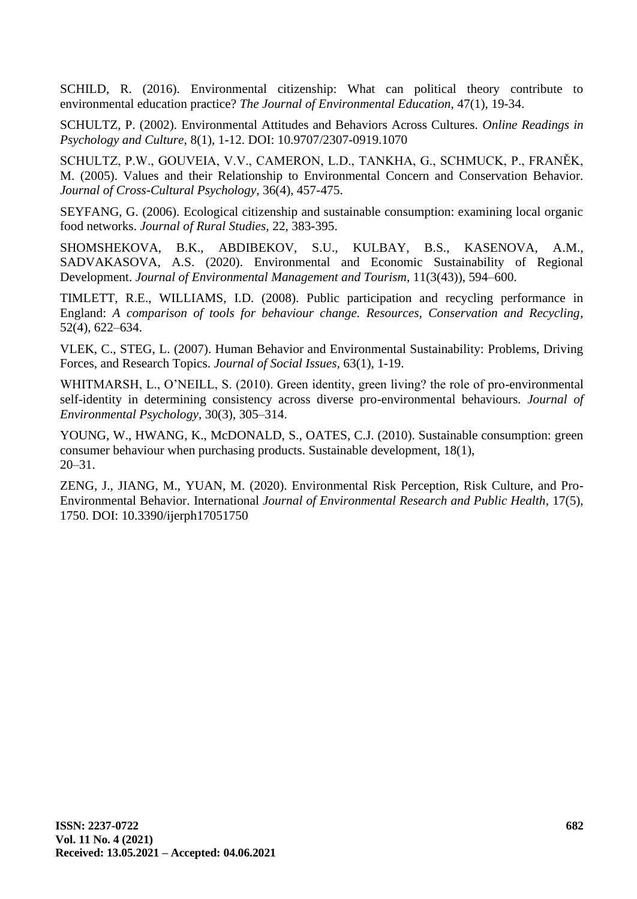SCHILD, R. (2016). Environmental citizenship: What can political theory contribute to environmental education practice? *The Journal of Environmental Education*, 47(1), 19-34.

SCHULTZ, P. (2002). Environmental Attitudes and Behaviors Across Cultures. *Online Readings in Psychology and Culture*, 8(1), 1-12. DOI: 10.9707/2307-0919.1070

SCHULTZ, P.W., GOUVEIA, V.V., CAMERON, L.D., TANKHA, G., SCHMUCK, P., FRANĚK, M. (2005). Values and their Relationship to Environmental Concern and Conservation Behavior. *Journal of Cross-Cultural Psychology*, 36(4), 457-475.

SEYFANG, G. (2006). Ecological citizenship and sustainable consumption: examining local organic food networks. *Journal of Rural Studies*, 22, 383-395.

SHOMSHEKOVA, B.K., ABDIBEKOV, S.U., KULBAY, B.S., KASENOVA, A.M., SADVAKASOVA, A.S. (2020). Environmental and Economic Sustainability of Regional Development. *Journal of Environmental Management and Tourism*, 11(3(43)), 594–600.

TIMLETT, R.E., WILLIAMS, I.D. (2008). Public participation and recycling performance in England: *A comparison of tools for behaviour change. Resources, Conservation and Recycling*, 52(4), 622–634.

VLEK, C., STEG, L. (2007). Human Behavior and Environmental Sustainability: Problems, Driving Forces, and Research Topics. *Journal of Social Issues*, 63(1), 1-19.

WHITMARSH, L., O'NEILL, S. (2010). Green identity, green living? the role of pro-environmental self-identity in determining consistency across diverse pro-environmental behaviours. *Journal of Environmental Psychology*, 30(3), 305–314.

YOUNG, W., HWANG, K., McDONALD, S., OATES, C.J. (2010). Sustainable consumption: green consumer behaviour when purchasing products. Sustainable development, 18(1), 20–31.

ZENG, J., JIANG, M., YUAN, M. (2020). Environmental Risk Perception, Risk Culture, and Pro-Environmental Behavior. International *Journal of Environmental Research and Public Health*, 17(5), 1750. DOI: 10.3390/ijerph17051750